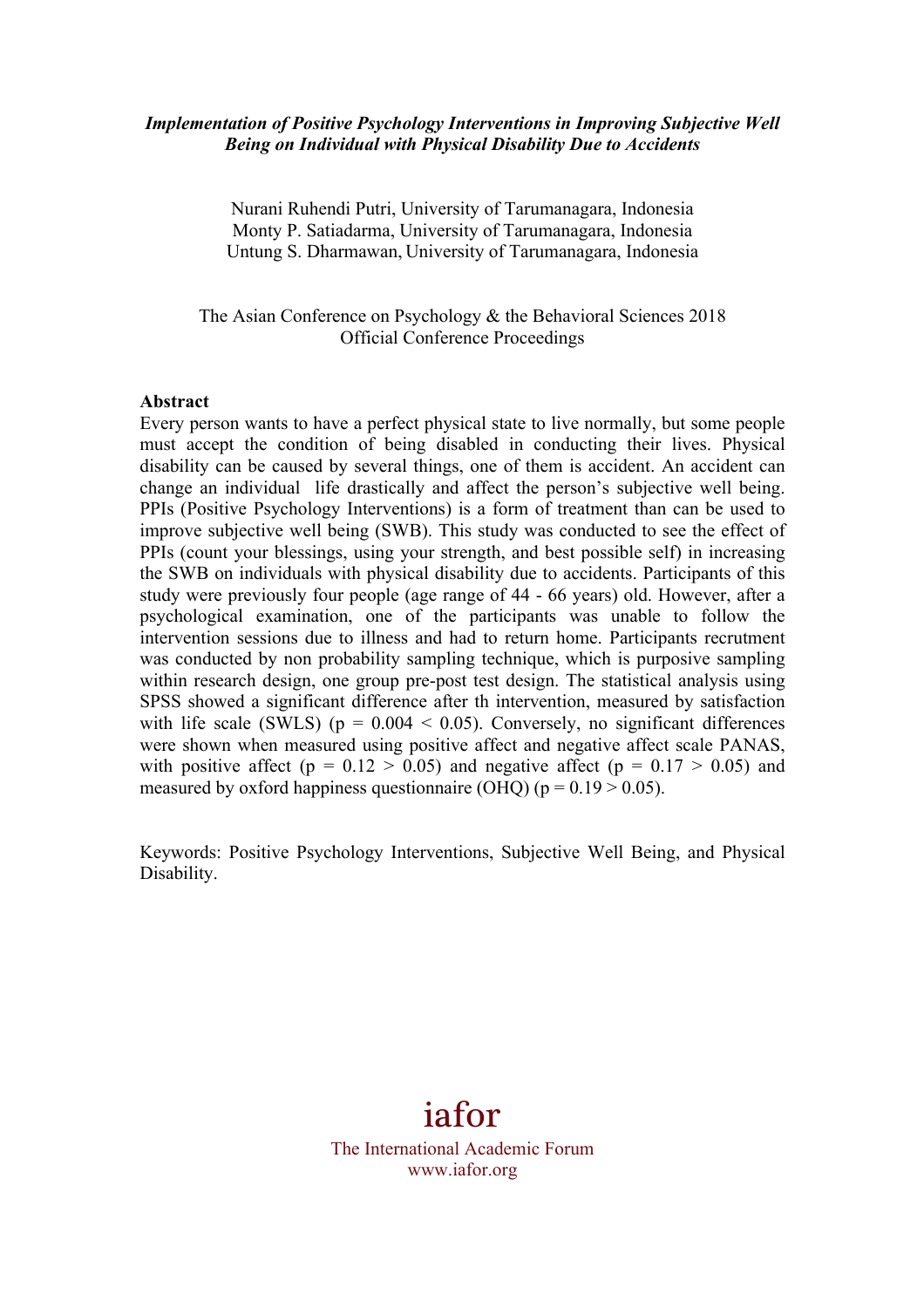***Implementation of Positive Psychology Interventions in Improving Subjective Well Being on Individual with Physical Disability Due to Accidents***

Nurani Ruhendi Putri, University of Tarumanagara, Indonesia
Monty P. Satiadarma, University of Tarumanagara, Indonesia
Untung S. Dharmawan, University of Tarumanagara, Indonesia

The Asian Conference on Psychology & the Behavioral Sciences 2018
Official Conference Proceedings

**Abstract**

Every person wants to have a perfect physical state to live normally, but some people must accept the condition of being disabled in conducting their lives. Physical disability can be caused by several things, one of them is accident. An accident can change an individual life drastically and affect the person's subjective well being. PPIs (Positive Psychology Interventions) is a form of treatment than can be used to improve subjective well being (SWB). This study was conducted to see the effect of PPIs (count your blessings, using your strength, and best possible self) in increasing the SWB on individuals with physical disability due to accidents. Participants of this study were previously four people (age range of 44 - 66 years) old. However, after a psychological examination, one of the participants was unable to follow the intervention sessions due to illness and had to return home. Participants recrutment was conducted by non probability sampling technique, which is purposive sampling within research design, one group pre-post test design. The statistical analysis using SPSS showed a significant difference after th intervention, measured by satisfaction with life scale (SWLS) ($p = 0.004 < 0.05$). Conversely, no significant differences were shown when measured using positive affect and negative affect scale PANAS, with positive affect ($p = 0.12 > 0.05$) and negative affect ($p = 0.17 > 0.05$) and measured by oxford happiness questionnaire (OHQ) ($p = 0.19 > 0.05$).

Keywords: Positive Psychology Interventions, Subjective Well Being, and Physical Disability.

iafor
The International Academic Forum
www.iafor.org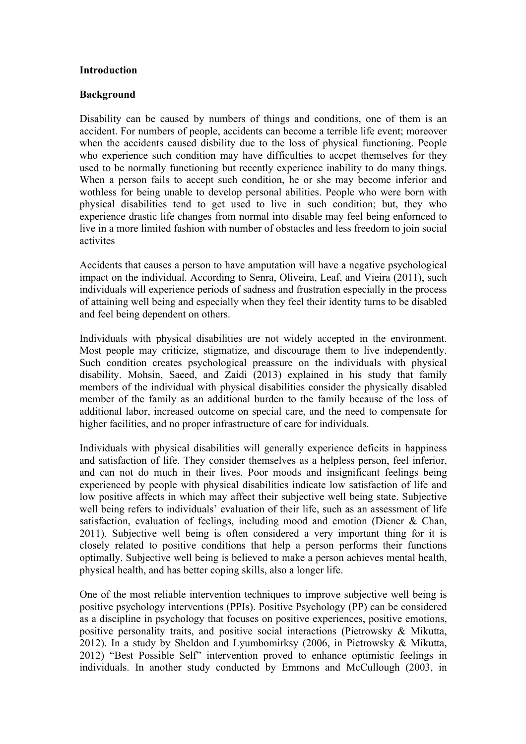**Introduction**

**Background**

Disability can be caused by numbers of things and conditions, one of them is an accident. For numbers of people, accidents can become a terrible life event; moreover when the accidents caused disbility due to the loss of physical functioning. People who experience such condition may have difficulties to accpet themselves for they used to be normally functioning but recently experience inability to do many things. When a person fails to accept such condition, he or she may become inferior and wothless for being unable to develop personal abilities. People who were born with physical disabilities tend to get used to live in such condition; but, they who experience drastic life changes from normal into disable may feel being enfornced to live in a more limited fashion with number of obstacles and less freedom to join social activites

Accidents that causes a person to have amputation will have a negative psychological impact on the individual. According to Senra, Oliveira, Leaf, and Vieira (2011), such individuals will experience periods of sadness and frustration especially in the process of attaining well being and especially when they feel their identity turns to be disabled and feel being dependent on others.

Individuals with physical disabilities are not widely accepted in the environment. Most people may criticize, stigmatize, and discourage them to live independently. Such condition creates psychological preassure on the individuals with physical disability. Mohsin, Saeed, and Zaidi (2013) explained in his study that family members of the individual with physical disabilities consider the physically disabled member of the family as an additional burden to the family because of the loss of additional labor, increased outcome on special care, and the need to compensate for higher facilities, and no proper infrastructure of care for individuals.

Individuals with physical disabilities will generally experience deficits in happiness and satisfaction of life. They consider themselves as a helpless person, feel inferior, and can not do much in their lives. Poor moods and insignificant feelings being experienced by people with physical disabilities indicate low satisfaction of life and low positive affects in which may affect their subjective well being state. Subjective well being refers to individuals' evaluation of their life, such as an assessment of life satisfaction, evaluation of feelings, including mood and emotion (Diener & Chan, 2011). Subjective well being is often considered a very important thing for it is closely related to positive conditions that help a person performs their functions optimally. Subjective well being is believed to make a person achieves mental health, physical health, and has better coping skills, also a longer life.

One of the most reliable intervention techniques to improve subjective well being is positive psychology interventions (PPIs). Positive Psychology (PP) can be considered as a discipline in psychology that focuses on positive experiences, positive emotions, positive personality traits, and positive social interactions (Pietrowsky & Mikutta, 2012). In a study by Sheldon and Lyumbomirksy (2006, in Pietrowsky & Mikutta, 2012) "Best Possible Self" intervention proved to enhance optimistic feelings in individuals. In another study conducted by Emmons and McCullough (2003, in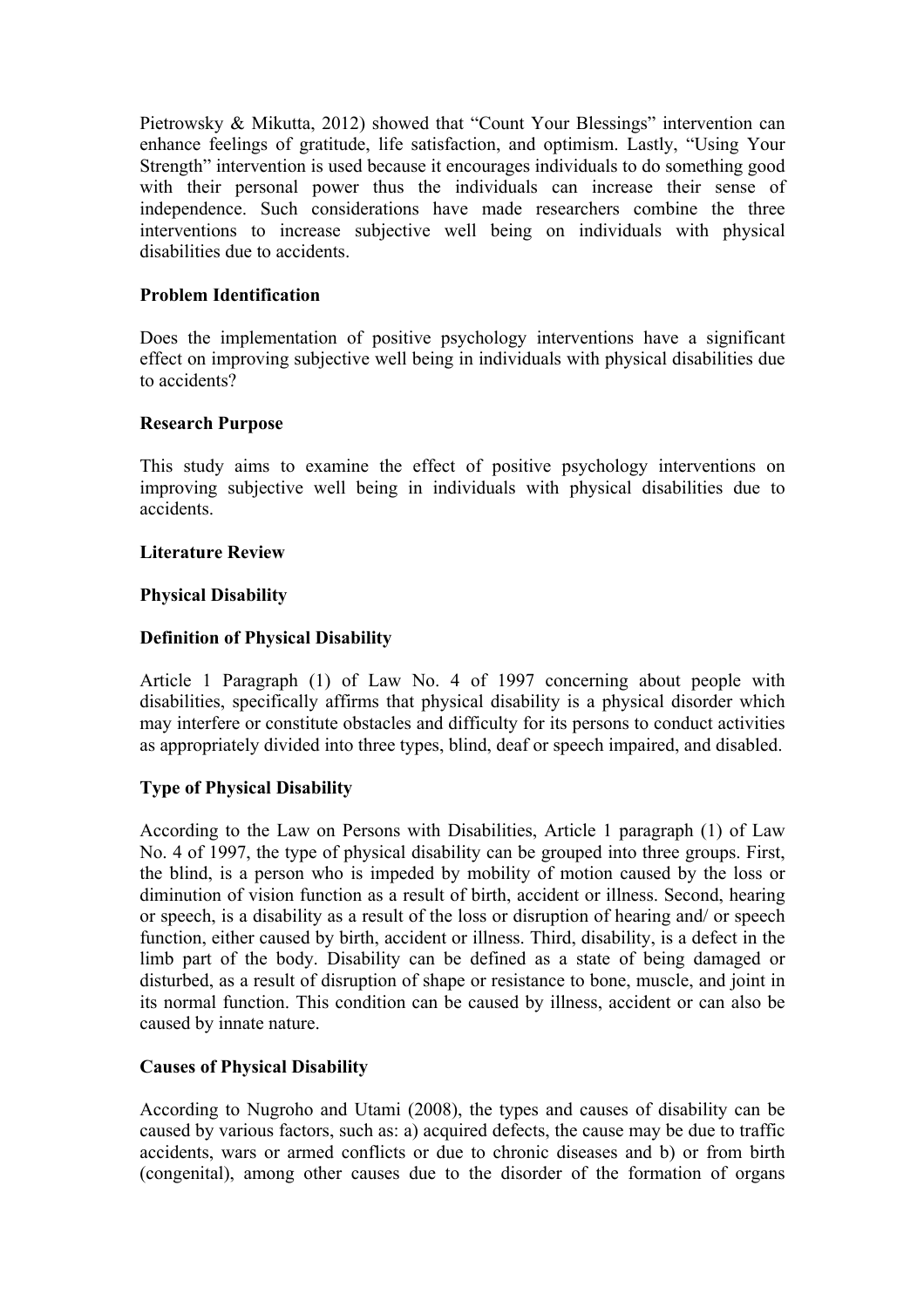Pietrowsky & Mikutta, 2012) showed that “Count Your Blessings” intervention can enhance feelings of gratitude, life satisfaction, and optimism. Lastly, “Using Your Strength” intervention is used because it encourages individuals to do something good with their personal power thus the individuals can increase their sense of independence. Such considerations have made researchers combine the three interventions to increase subjective well being on individuals with physical disabilities due to accidents.

**Problem Identification**

Does the implementation of positive psychology interventions have a significant effect on improving subjective well being in individuals with physical disabilities due to accidents?

**Research Purpose**

This study aims to examine the effect of positive psychology interventions on improving subjective well being in individuals with physical disabilities due to accidents.

**Literature Review**

**Physical Disability**

**Definition of Physical Disability**

Article 1 Paragraph (1) of Law No. 4 of 1997 concerning about people with disabilities, specifically affirms that physical disability is a physical disorder which may interfere or constitute obstacles and difficulty for its persons to conduct activities as appropriately divided into three types, blind, deaf or speech impaired, and disabled.

**Type of Physical Disability**

According to the Law on Persons with Disabilities, Article 1 paragraph (1) of Law No. 4 of 1997, the type of physical disability can be grouped into three groups. First, the blind, is a person who is impeded by mobility of motion caused by the loss or diminution of vision function as a result of birth, accident or illness. Second, hearing or speech, is a disability as a result of the loss or disruption of hearing and/ or speech function, either caused by birth, accident or illness. Third, disability, is a defect in the limb part of the body. Disability can be defined as a state of being damaged or disturbed, as a result of disruption of shape or resistance to bone, muscle, and joint in its normal function. This condition can be caused by illness, accident or can also be caused by innate nature.

**Causes of Physical Disability**

According to Nugroho and Utami (2008), the types and causes of disability can be caused by various factors, such as: a) acquired defects, the cause may be due to traffic accidents, wars or armed conflicts or due to chronic diseases and b) or from birth (congenital), among other causes due to the disorder of the formation of organs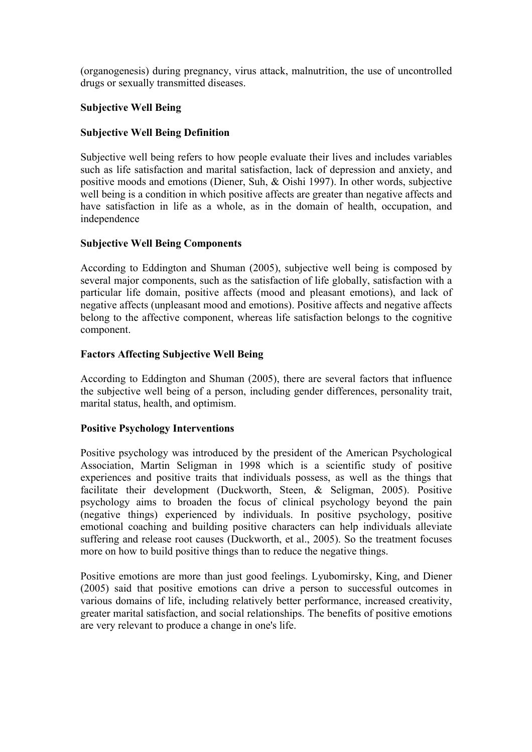(organogenesis) during pregnancy, virus attack, malnutrition, the use of uncontrolled drugs or sexually transmitted diseases.

## Subjective Well Being

### Subjective Well Being Definition

Subjective well being refers to how people evaluate their lives and includes variables such as life satisfaction and marital satisfaction, lack of depression and anxiety, and positive moods and emotions (Diener, Suh, & Oishi 1997). In other words, subjective well being is a condition in which positive affects are greater than negative affects and have satisfaction in life as a whole, as in the domain of health, occupation, and independence

### Subjective Well Being Components

According to Eddington and Shuman (2005), subjective well being is composed by several major components, such as the satisfaction of life globally, satisfaction with a particular life domain, positive affects (mood and pleasant emotions), and lack of negative affects (unpleasant mood and emotions). Positive affects and negative affects belong to the affective component, whereas life satisfaction belongs to the cognitive component.

### Factors Affecting Subjective Well Being

According to Eddington and Shuman (2005), there are several factors that influence the subjective well being of a person, including gender differences, personality trait, marital status, health, and optimism.

## Positive Psychology Interventions

Positive psychology was introduced by the president of the American Psychological Association, Martin Seligman in 1998 which is a scientific study of positive experiences and positive traits that individuals possess, as well as the things that facilitate their development (Duckworth, Steen, & Seligman, 2005). Positive psychology aims to broaden the focus of clinical psychology beyond the pain (negative things) experienced by individuals. In positive psychology, positive emotional coaching and building positive characters can help individuals alleviate suffering and release root causes (Duckworth, et al., 2005). So the treatment focuses more on how to build positive things than to reduce the negative things.

Positive emotions are more than just good feelings. Lyubomirsky, King, and Diener (2005) said that positive emotions can drive a person to successful outcomes in various domains of life, including relatively better performance, increased creativity, greater marital satisfaction, and social relationships. The benefits of positive emotions are very relevant to produce a change in one's life.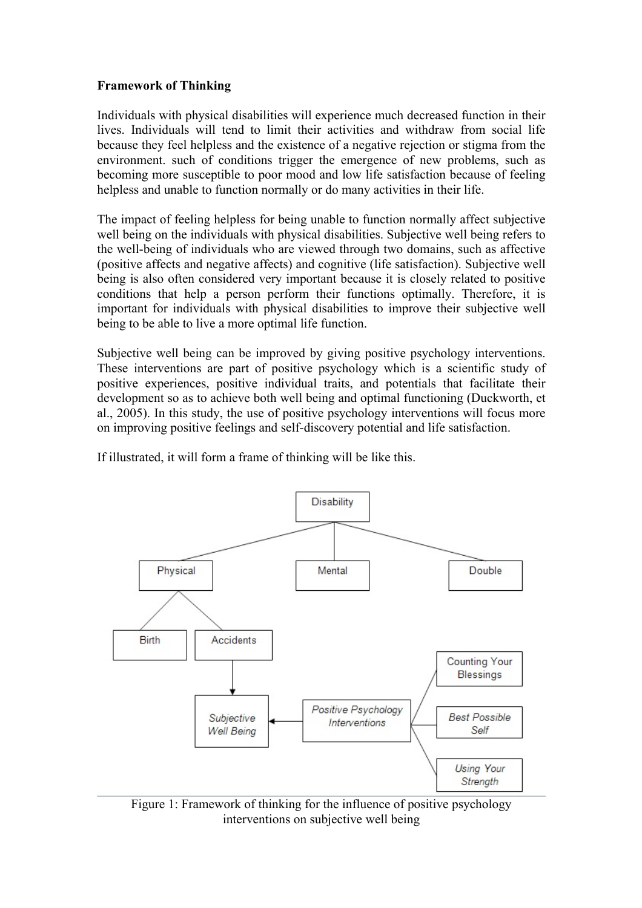**Framework of Thinking**

Individuals with physical disabilities will experience much decreased function in their lives. Individuals will tend to limit their activities and withdraw from social life because they feel helpless and the existence of a negative rejection or stigma from the environment. such of conditions trigger the emergence of new problems, such as becoming more susceptible to poor mood and low life satisfaction because of feeling helpless and unable to function normally or do many activities in their life.

The impact of feeling helpless for being unable to function normally affect subjective well being on the individuals with physical disabilities. Subjective well being refers to the well-being of individuals who are viewed through two domains, such as affective (positive affects and negative affects) and cognitive (life satisfaction). Subjective well being is also often considered very important because it is closely related to positive conditions that help a person perform their functions optimally. Therefore, it is important for individuals with physical disabilities to improve their subjective well being to be able to live a more optimal life function.

Subjective well being can be improved by giving positive psychology interventions. These interventions are part of positive psychology which is a scientific study of positive experiences, positive individual traits, and potentials that facilitate their development so as to achieve both well being and optimal functioning (Duckworth, et al., 2005). In this study, the use of positive psychology interventions will focus more on improving positive feelings and self-discovery potential and life satisfaction.

If illustrated, it will form a frame of thinking will be like this.

Disability
Physical
Mental
Double
Birth
Accidents
Subjective Well Being
Positive Psychology Interventions
Counting Your Blessings
Best Possible Self
Using Your Strength

Figure 1: Framework of thinking for the influence of positive psychology interventions on subjective well being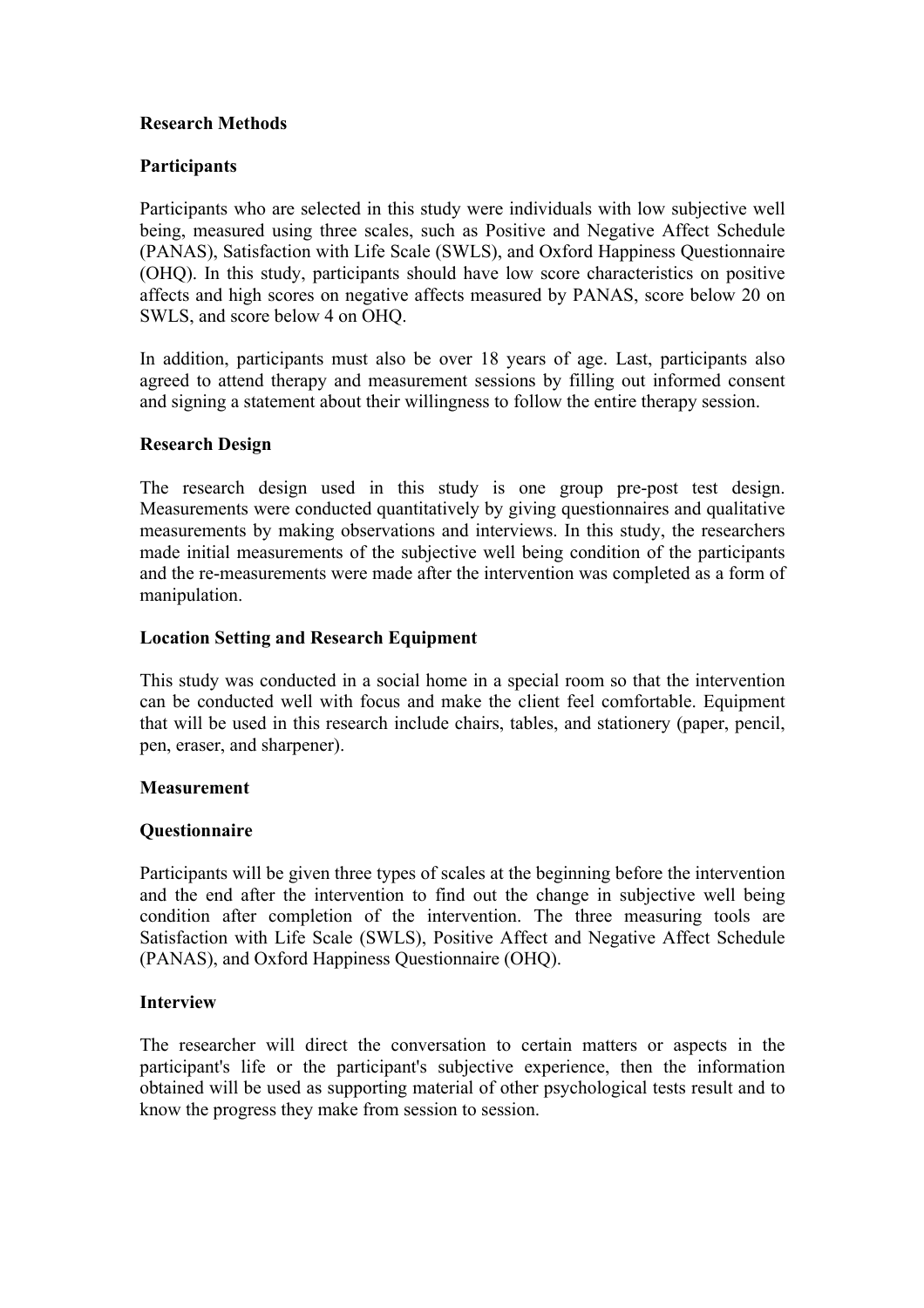## Research Methods

### Participants

Participants who are selected in this study were individuals with low subjective well being, measured using three scales, such as Positive and Negative Affect Schedule (PANAS), Satisfaction with Life Scale (SWLS), and Oxford Happiness Questionnaire (OHQ). In this study, participants should have low score characteristics on positive affects and high scores on negative affects measured by PANAS, score below 20 on SWLS, and score below 4 on OHQ.

In addition, participants must also be over 18 years of age. Last, participants also agreed to attend therapy and measurement sessions by filling out informed consent and signing a statement about their willingness to follow the entire therapy session.

### Research Design

The research design used in this study is one group pre-post test design. Measurements were conducted quantitatively by giving questionnaires and qualitative measurements by making observations and interviews. In this study, the researchers made initial measurements of the subjective well being condition of the participants and the re-measurements were made after the intervention was completed as a form of manipulation.

### Location Setting and Research Equipment

This study was conducted in a social home in a special room so that the intervention can be conducted well with focus and make the client feel comfortable. Equipment that will be used in this research include chairs, tables, and stationery (paper, pencil, pen, eraser, and sharpener).

### Measurement

#### Questionnaire

Participants will be given three types of scales at the beginning before the intervention and the end after the intervention to find out the change in subjective well being condition after completion of the intervention. The three measuring tools are Satisfaction with Life Scale (SWLS), Positive Affect and Negative Affect Schedule (PANAS), and Oxford Happiness Questionnaire (OHQ).

#### Interview

The researcher will direct the conversation to certain matters or aspects in the participant's life or the participant's subjective experience, then the information obtained will be used as supporting material of other psychological tests result and to know the progress they make from session to session.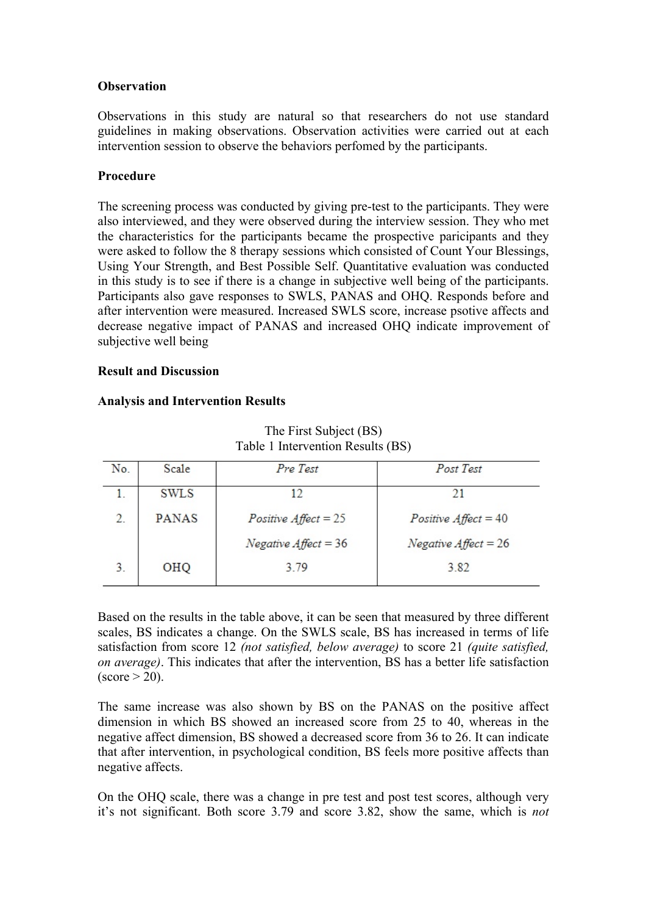**Observation**

Observations in this study are natural so that researchers do not use standard guidelines in making observations. Observation activities were carried out at each intervention session to observe the behaviors perfomed by the participants.

**Procedure**

The screening process was conducted by giving pre-test to the participants. They were also interviewed, and they were observed during the interview session. They who met the characteristics for the participants became the prospective paricipants and they were asked to follow the 8 therapy sessions which consisted of Count Your Blessings, Using Your Strength, and Best Possible Self. Quantitative evaluation was conducted in this study is to see if there is a change in subjective well being of the participants. Participants also gave responses to SWLS, PANAS and OHQ. Responds before and after intervention were measured. Increased SWLS score, increase psotive affects and decrease negative impact of PANAS and increased OHQ indicate improvement of subjective well being

**Result and Discussion**

**Analysis and Intervention Results**

The First Subject (BS)
Table 1 Intervention Results (BS)

| No. | Scale | *Pre Test* | *Post Test* |
|---|---|---|---|
| 1. | SWLS | 12 | 21 |
| 2. | PANAS | *Positive Affect* = 25 | *Positive Affect* = 40 |
| | | *Negative Affect* = 36 | *Negative Affect* = 26 |
| 3. | OHQ | 3.79 | 3.82 |

Based on the results in the table above, it can be seen that measured by three different scales, BS indicates a change. On the SWLS scale, BS has increased in terms of life satisfaction from score 12 *(not satisfied, below average)* to score 21 *(quite satisfied, on average)*. This indicates that after the intervention, BS has a better life satisfaction (score > 20).

The same increase was also shown by BS on the PANAS on the positive affect dimension in which BS showed an increased score from 25 to 40, whereas in the negative affect dimension, BS showed a decreased score from 36 to 26. It can indicate that after intervention, in psychological condition, BS feels more positive affects than negative affects.

On the OHQ scale, there was a change in pre test and post test scores, although very it's not significant. Both score 3.79 and score 3.82, show the same, which is *not*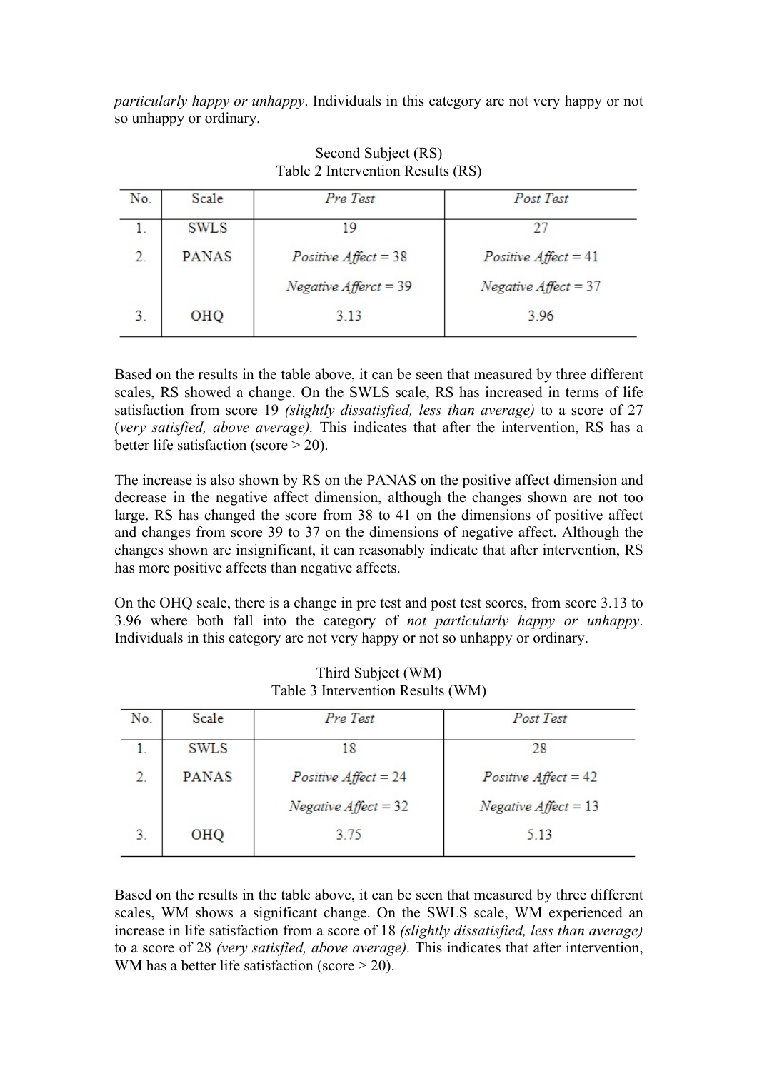*particularly happy or unhappy*. Individuals in this category are not very happy or not so unhappy or ordinary.

Second Subject (RS)
Table 2 Intervention Results (RS)

| No. | Scale | *Pre Test* | *Post Test* |
|---|---|---|---|
| 1. | SWLS | 19 | 27 |
| 2. | PANAS | *Positive Affect* = 38 | *Positive Affect* = 41 |
| | | *Negative Afferct* = 39 | *Negative Affect* = 37 |
| 3. | OHQ | 3.13 | 3.96 |

Based on the results in the table above, it can be seen that measured by three different scales, RS showed a change. On the SWLS scale, RS has increased in terms of life satisfaction from score 19 *(slightly dissatisfied, less than average)* to a score of 27 (*very satisfied, above average).* This indicates that after the intervention, RS has a better life satisfaction (score > 20).

The increase is also shown by RS on the PANAS on the positive affect dimension and decrease in the negative affect dimension, although the changes shown are not too large. RS has changed the score from 38 to 41 on the dimensions of positive affect and changes from score 39 to 37 on the dimensions of negative affect. Although the changes shown are insignificant, it can reasonably indicate that after intervention, RS has more positive affects than negative affects.

On the OHQ scale, there is a change in pre test and post test scores, from score 3.13 to 3.96 where both fall into the category of *not particularly happy or unhappy*. Individuals in this category are not very happy or not so unhappy or ordinary.

Third Subject (WM)
Table 3 Intervention Results (WM)

| No. | Scale | *Pre Test* | *Post Test* |
|---|---|---|---|
| 1. | SWLS | 18 | 28 |
| 2. | PANAS | *Positive Affect* = 24 | *Positive Affect* = 42 |
| | | *Negative Affect* = 32 | *Negative Affect* = 13 |
| 3. | OHQ | 3.75 | 5.13 |

Based on the results in the table above, it can be seen that measured by three different scales, WM shows a significant change. On the SWLS scale, WM experienced an increase in life satisfaction from a score of 18 *(slightly dissatisfied, less than average)* to a score of 28 *(very satisfied, above average).* This indicates that after intervention, WM has a better life satisfaction (score > 20).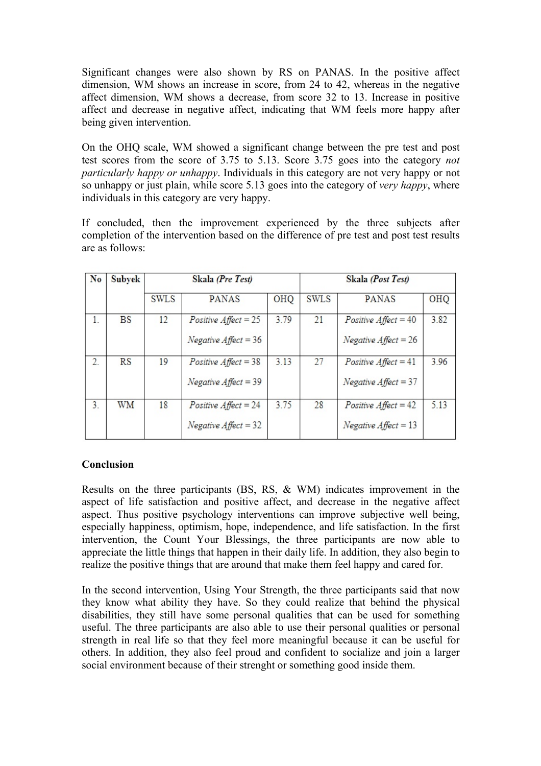Significant changes were also shown by RS on PANAS. In the positive affect dimension, WM shows an increase in score, from 24 to 42, whereas in the negative affect dimension, WM shows a decrease, from score 32 to 13. Increase in positive affect and decrease in negative affect, indicating that WM feels more happy after being given intervention.

On the OHQ scale, WM showed a significant change between the pre test and post test scores from the score of 3.75 to 5.13. Score 3.75 goes into the category *not particularly happy or unhappy*. Individuals in this category are not very happy or not so unhappy or just plain, while score 5.13 goes into the category of *very happy*, where individuals in this category are very happy.

If concluded, then the improvement experienced by the three subjects after completion of the intervention based on the difference of pre test and post test results are as follows:

| No | Subyek | Skala *(Pre Test)* | | | Skala *(Post Test)* | | |
|---|---|---|---|---|---|---|---|
| | | SWLS | PANAS | OHQ | SWLS | PANAS | OHQ |
| 1. | BS | 12 | *Positive Affect* = 25<br>*Negative Affect* = 36 | 3.79 | 21 | *Positive Affect* = 40<br>*Negative Affect* = 26 | 3.82 |
| 2. | RS | 19 | *Positive Affect* = 38<br>*Negative Affect* = 39 | 3.13 | 27 | *Positive Affect* = 41<br>*Negative Affect* = 37 | 3.96 |
| 3. | WM | 18 | *Positive Affect* = 24<br>*Negative Affect* = 32 | 3.75 | 28 | *Positive Affect* = 42<br>*Negative Affect* = 13 | 5.13 |

**Conclusion**

Results on the three participants (BS, RS, & WM) indicates improvement in the aspect of life satisfaction and positive affect, and decrease in the negative affect aspect. Thus positive psychology interventions can improve subjective well being, especially happiness, optimism, hope, independence, and life satisfaction. In the first intervention, the Count Your Blessings, the three participants are now able to appreciate the little things that happen in their daily life. In addition, they also begin to realize the positive things that are around that make them feel happy and cared for.

In the second intervention, Using Your Strength, the three participants said that now they know what ability they have. So they could realize that behind the physical disabilities, they still have some personal qualities that can be used for something useful. The three participants are also able to use their personal qualities or personal strength in real life so that they feel more meaningful because it can be useful for others. In addition, they also feel proud and confident to socialize and join a larger social environment because of their strenght or something good inside them.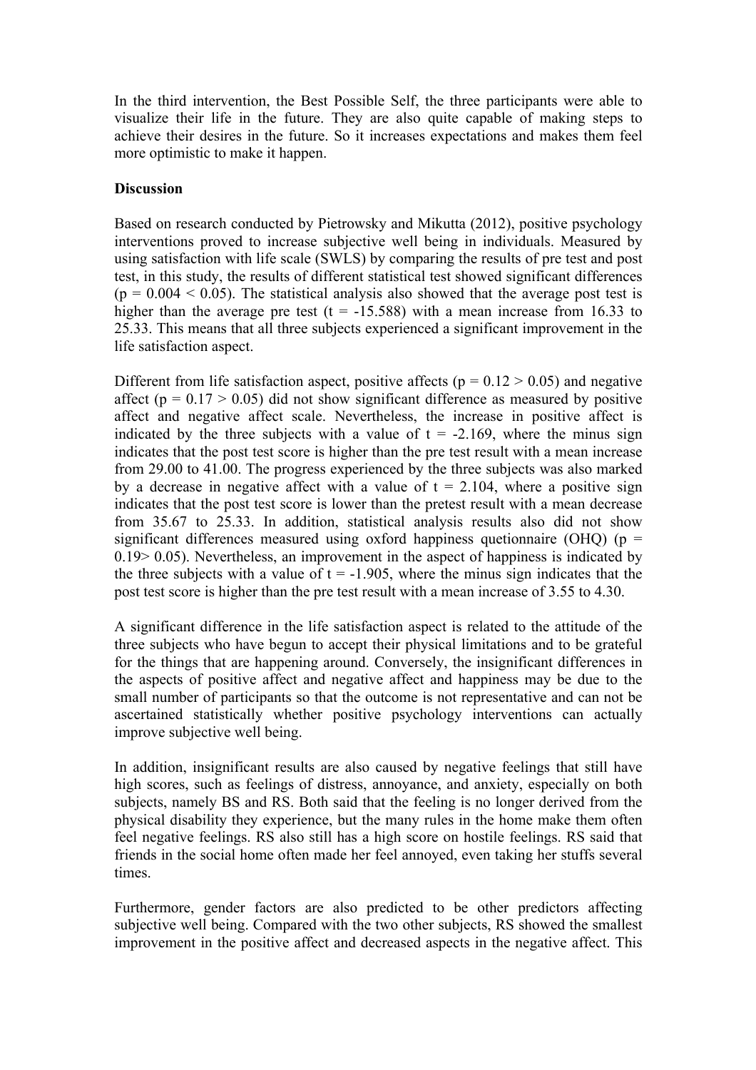In the third intervention, the Best Possible Self, the three participants were able to visualize their life in the future. They are also quite capable of making steps to achieve their desires in the future. So it increases expectations and makes them feel more optimistic to make it happen.

**Discussion**

Based on research conducted by Pietrowsky and Mikutta (2012), positive psychology interventions proved to increase subjective well being in individuals. Measured by using satisfaction with life scale (SWLS) by comparing the results of pre test and post test, in this study, the results of different statistical test showed significant differences ($p = 0.004 < 0.05$). The statistical analysis also showed that the average post test is higher than the average pre test ($t = -15.588$) with a mean increase from 16.33 to 25.33. This means that all three subjects experienced a significant improvement in the life satisfaction aspect.

Different from life satisfaction aspect, positive affects ($p = 0.12 > 0.05$) and negative affect ($p = 0.17 > 0.05$) did not show significant difference as measured by positive affect and negative affect scale. Nevertheless, the increase in positive affect is indicated by the three subjects with a value of $t = -2.169$, where the minus sign indicates that the post test score is higher than the pre test result with a mean increase from 29.00 to 41.00. The progress experienced by the three subjects was also marked by a decrease in negative affect with a value of $t = 2.104$, where a positive sign indicates that the post test score is lower than the pretest result with a mean decrease from 35.67 to 25.33. In addition, statistical analysis results also did not show significant differences measured using oxford happiness quetionnaire (OHQ) ($p = 0.19 > 0.05$). Nevertheless, an improvement in the aspect of happiness is indicated by the three subjects with a value of $t = -1.905$, where the minus sign indicates that the post test score is higher than the pre test result with a mean increase of 3.55 to 4.30.

A significant difference in the life satisfaction aspect is related to the attitude of the three subjects who have begun to accept their physical limitations and to be grateful for the things that are happening around. Conversely, the insignificant differences in the aspects of positive affect and negative affect and happiness may be due to the small number of participants so that the outcome is not representative and can not be ascertained statistically whether positive psychology interventions can actually improve subjective well being.

In addition, insignificant results are also caused by negative feelings that still have high scores, such as feelings of distress, annoyance, and anxiety, especially on both subjects, namely BS and RS. Both said that the feeling is no longer derived from the physical disability they experience, but the many rules in the home make them often feel negative feelings. RS also still has a high score on hostile feelings. RS said that friends in the social home often made her feel annoyed, even taking her stuffs several times.

Furthermore, gender factors are also predicted to be other predictors affecting subjective well being. Compared with the two other subjects, RS showed the smallest improvement in the positive affect and decreased aspects in the negative affect. This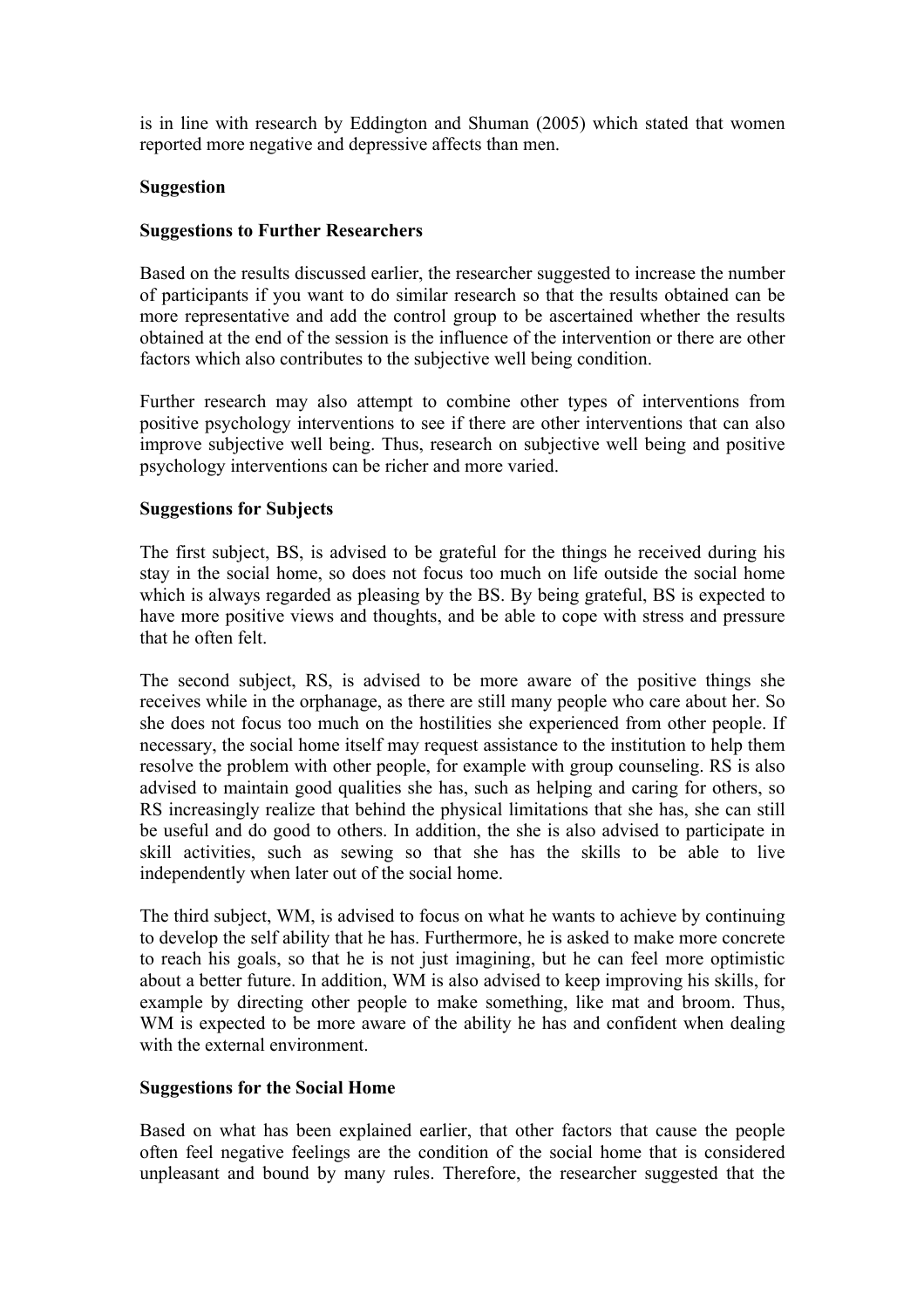is in line with research by Eddington and Shuman (2005) which stated that women reported more negative and depressive affects than men.

**Suggestion**

**Suggestions to Further Researchers**

Based on the results discussed earlier, the researcher suggested to increase the number of participants if you want to do similar research so that the results obtained can be more representative and add the control group to be ascertained whether the results obtained at the end of the session is the influence of the intervention or there are other factors which also contributes to the subjective well being condition.

Further research may also attempt to combine other types of interventions from positive psychology interventions to see if there are other interventions that can also improve subjective well being. Thus, research on subjective well being and positive psychology interventions can be richer and more varied.

**Suggestions for Subjects**

The first subject, BS, is advised to be grateful for the things he received during his stay in the social home, so does not focus too much on life outside the social home which is always regarded as pleasing by the BS. By being grateful, BS is expected to have more positive views and thoughts, and be able to cope with stress and pressure that he often felt.

The second subject, RS, is advised to be more aware of the positive things she receives while in the orphanage, as there are still many people who care about her. So she does not focus too much on the hostilities she experienced from other people. If necessary, the social home itself may request assistance to the institution to help them resolve the problem with other people, for example with group counseling. RS is also advised to maintain good qualities she has, such as helping and caring for others, so RS increasingly realize that behind the physical limitations that she has, she can still be useful and do good to others. In addition, the she is also advised to participate in skill activities, such as sewing so that she has the skills to be able to live independently when later out of the social home.

The third subject, WM, is advised to focus on what he wants to achieve by continuing to develop the self ability that he has. Furthermore, he is asked to make more concrete to reach his goals, so that he is not just imagining, but he can feel more optimistic about a better future. In addition, WM is also advised to keep improving his skills, for example by directing other people to make something, like mat and broom. Thus, WM is expected to be more aware of the ability he has and confident when dealing with the external environment.

**Suggestions for the Social Home**

Based on what has been explained earlier, that other factors that cause the people often feel negative feelings are the condition of the social home that is considered unpleasant and bound by many rules. Therefore, the researcher suggested that the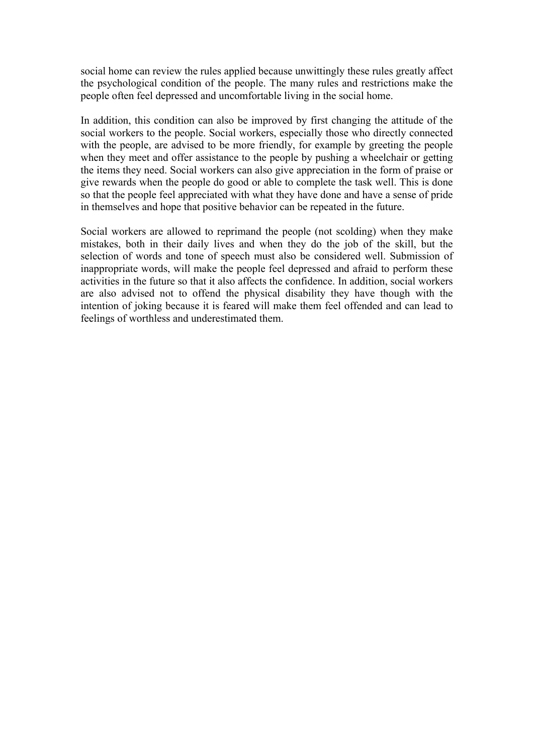social home can review the rules applied because unwittingly these rules greatly affect the psychological condition of the people. The many rules and restrictions make the people often feel depressed and uncomfortable living in the social home.

In addition, this condition can also be improved by first changing the attitude of the social workers to the people. Social workers, especially those who directly connected with the people, are advised to be more friendly, for example by greeting the people when they meet and offer assistance to the people by pushing a wheelchair or getting the items they need. Social workers can also give appreciation in the form of praise or give rewards when the people do good or able to complete the task well. This is done so that the people feel appreciated with what they have done and have a sense of pride in themselves and hope that positive behavior can be repeated in the future.

Social workers are allowed to reprimand the people (not scolding) when they make mistakes, both in their daily lives and when they do the job of the skill, but the selection of words and tone of speech must also be considered well. Submission of inappropriate words, will make the people feel depressed and afraid to perform these activities in the future so that it also affects the confidence. In addition, social workers are also advised not to offend the physical disability they have though with the intention of joking because it is feared will make them feel offended and can lead to feelings of worthless and underestimated them.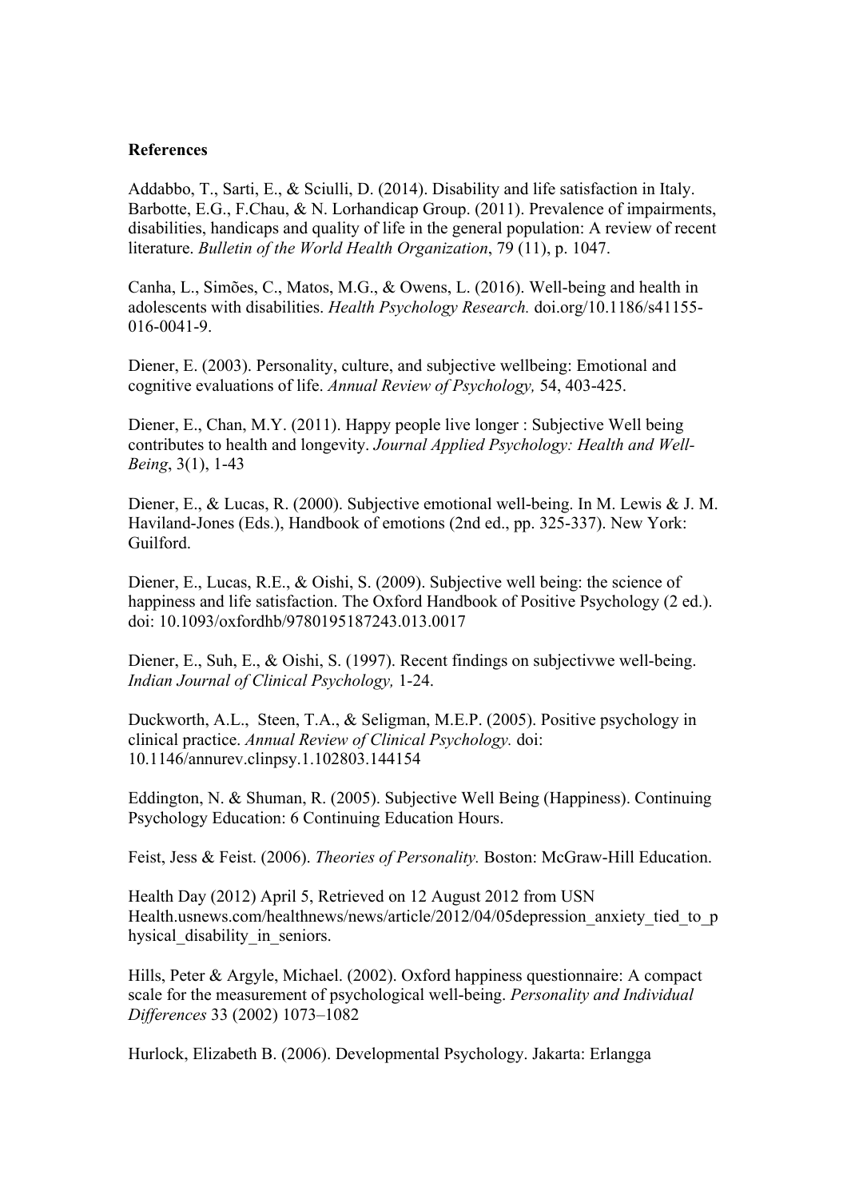**References**

Addabbo, T., Sarti, E., & Sciulli, D. (2014). Disability and life satisfaction in Italy. Barbotte, E.G., F.Chau, & N. Lorhandicap Group. (2011). Prevalence of impairments, disabilities, handicaps and quality of life in the general population: A review of recent literature. *Bulletin of the World Health Organization*, 79 (11), p. 1047.

Canha, L., Simões, C., Matos, M.G., & Owens, L. (2016). Well-being and health in adolescents with disabilities. *Health Psychology Research.* doi.org/10.1186/s41155-016-0041-9.

Diener, E. (2003). Personality, culture, and subjective wellbeing: Emotional and cognitive evaluations of life. *Annual Review of Psychology,* 54, 403-425.

Diener, E., Chan, M.Y. (2011). Happy people live longer : Subjective Well being contributes to health and longevity. *Journal Applied Psychology: Health and Well-Being*, 3(1), 1-43

Diener, E., & Lucas, R. (2000). Subjective emotional well-being. In M. Lewis & J. M. Haviland-Jones (Eds.), Handbook of emotions (2nd ed., pp. 325-337). New York: Guilford.

Diener, E., Lucas, R.E., & Oishi, S. (2009). Subjective well being: the science of happiness and life satisfaction. The Oxford Handbook of Positive Psychology (2 ed.). doi: 10.1093/oxfordhb/9780195187243.013.0017

Diener, E., Suh, E., & Oishi, S. (1997). Recent findings on subjectivwe well-being. *Indian Journal of Clinical Psychology,* 1-24.

Duckworth, A.L., Steen, T.A., & Seligman, M.E.P. (2005). Positive psychology in clinical practice. *Annual Review of Clinical Psychology.* doi: 10.1146/annurev.clinpsy.1.102803.144154

Eddington, N. & Shuman, R. (2005). Subjective Well Being (Happiness). Continuing Psychology Education: 6 Continuing Education Hours.

Feist, Jess & Feist. (2006). *Theories of Personality.* Boston: McGraw-Hill Education.

Health Day (2012) April 5, Retrieved on 12 August 2012 from USN Health.usnews.com/healthnews/news/article/2012/04/05depression_anxiety_tied_to_physical_disability_in_seniors.

Hills, Peter & Argyle, Michael. (2002). Oxford happiness questionnaire: A compact scale for the measurement of psychological well-being. *Personality and Individual Differences* 33 (2002) 1073–1082

Hurlock, Elizabeth B. (2006). Developmental Psychology. Jakarta: Erlangga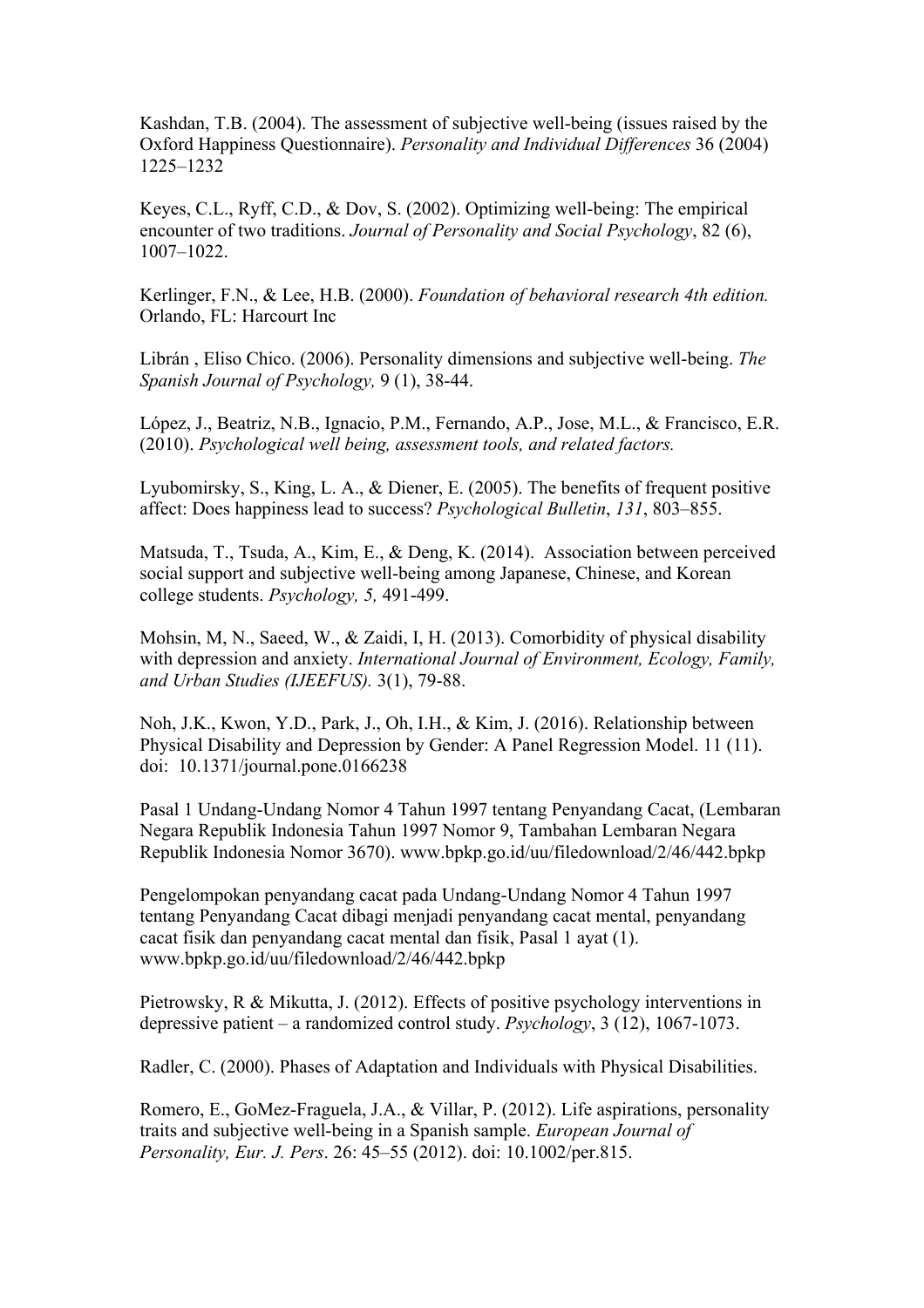Kashdan, T.B. (2004). The assessment of subjective well-being (issues raised by the Oxford Happiness Questionnaire). *Personality and Individual Differences* 36 (2004) 1225–1232

Keyes, C.L., Ryff, C.D., & Dov, S. (2002). Optimizing well-being: The empirical encounter of two traditions. *Journal of Personality and Social Psychology*, 82 (6), 1007–1022.

Kerlinger, F.N., & Lee, H.B. (2000). *Foundation of behavioral research 4th edition.* Orlando, FL: Harcourt Inc

Librán , Eliso Chico. (2006). Personality dimensions and subjective well-being. *The Spanish Journal of Psychology,* 9 (1), 38-44.

López, J., Beatriz, N.B., Ignacio, P.M., Fernando, A.P., Jose, M.L., & Francisco, E.R. (2010). *Psychological well being, assessment tools, and related factors.*

Lyubomirsky, S., King, L. A., & Diener, E. (2005). The benefits of frequent positive affect: Does happiness lead to success? *Psychological Bulletin*, *131*, 803–855.

Matsuda, T., Tsuda, A., Kim, E., & Deng, K. (2014). Association between perceived social support and subjective well-being among Japanese, Chinese, and Korean college students. *Psychology, 5,* 491-499.

Mohsin, M, N., Saeed, W., & Zaidi, I, H. (2013). Comorbidity of physical disability with depression and anxiety. *International Journal of Environment, Ecology, Family, and Urban Studies (IJEEFUS).* 3(1), 79-88.

Noh, J.K., Kwon, Y.D., Park, J., Oh, I.H., & Kim, J. (2016). Relationship between Physical Disability and Depression by Gender: A Panel Regression Model. 11 (11). doi: 10.1371/journal.pone.0166238

Pasal 1 Undang-Undang Nomor 4 Tahun 1997 tentang Penyandang Cacat, (Lembaran Negara Republik Indonesia Tahun 1997 Nomor 9, Tambahan Lembaran Negara Republik Indonesia Nomor 3670). www.bpkp.go.id/uu/filedownload/2/46/442.bpkp

Pengelompokan penyandang cacat pada Undang-Undang Nomor 4 Tahun 1997 tentang Penyandang Cacat dibagi menjadi penyandang cacat mental, penyandang cacat fisik dan penyandang cacat mental dan fisik, Pasal 1 ayat (1). www.bpkp.go.id/uu/filedownload/2/46/442.bpkp

Pietrowsky, R & Mikutta, J. (2012). Effects of positive psychology interventions in depressive patient – a randomized control study. *Psychology*, 3 (12), 1067-1073.

Radler, C. (2000). Phases of Adaptation and Individuals with Physical Disabilities.

Romero, E., GoMez-Fraguela, J.A., & Villar, P. (2012). Life aspirations, personality traits and subjective well-being in a Spanish sample. *European Journal of Personality, Eur. J. Pers*. 26: 45–55 (2012). doi: 10.1002/per.815.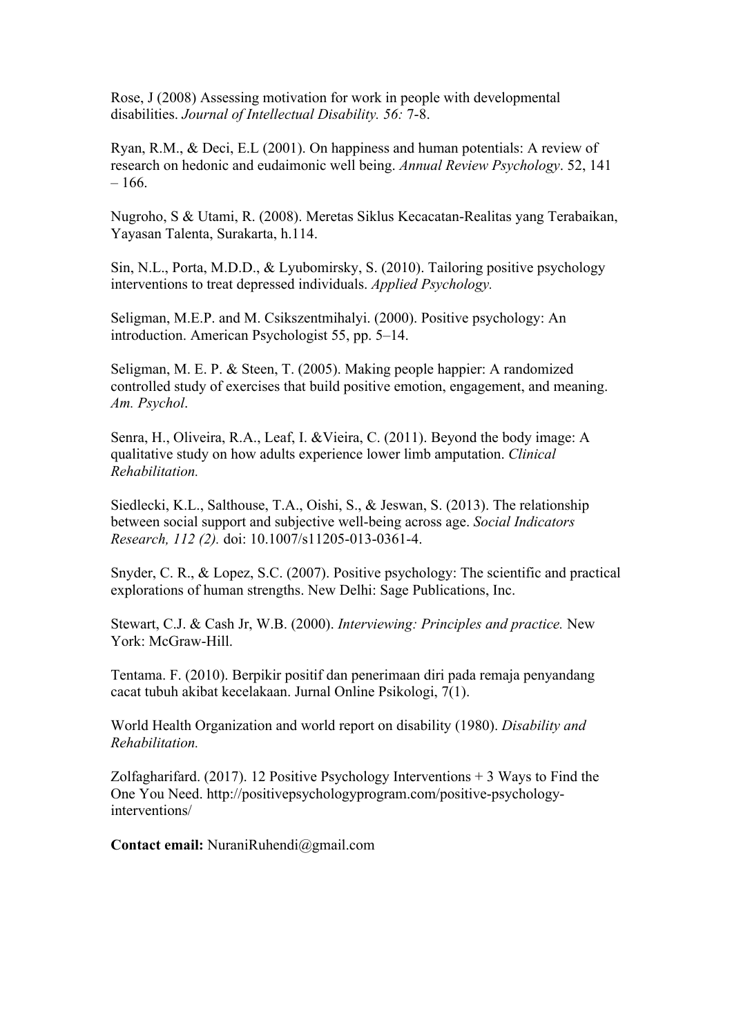Rose, J (2008) Assessing motivation for work in people with developmental disabilities. *Journal of Intellectual Disability. 56:* 7-8.

Ryan, R.M., & Deci, E.L (2001). On happiness and human potentials: A review of research on hedonic and eudaimonic well being. *Annual Review Psychology*. 52, 141 – 166.

Nugroho, S & Utami, R. (2008). Meretas Siklus Kecacatan-Realitas yang Terabaikan, Yayasan Talenta, Surakarta, h.114.

Sin, N.L., Porta, M.D.D., & Lyubomirsky, S. (2010). Tailoring positive psychology interventions to treat depressed individuals. *Applied Psychology.*

Seligman, M.E.P. and M. Csikszentmihalyi. (2000). Positive psychology: An introduction. American Psychologist 55, pp. 5–14.

Seligman, M. E. P. & Steen, T. (2005). Making people happier: A randomized controlled study of exercises that build positive emotion, engagement, and meaning. *Am. Psychol*.

Senra, H., Oliveira, R.A., Leaf, I. &Vieira, C. (2011). Beyond the body image: A qualitative study on how adults experience lower limb amputation. *Clinical Rehabilitation.*

Siedlecki, K.L., Salthouse, T.A., Oishi, S., & Jeswan, S. (2013). The relationship between social support and subjective well-being across age. *Social Indicators Research, 112 (2).* doi: 10.1007/s11205-013-0361-4.

Snyder, C. R., & Lopez, S.C. (2007). Positive psychology: The scientific and practical explorations of human strengths. New Delhi: Sage Publications, Inc.

Stewart, C.J. & Cash Jr, W.B. (2000). *Interviewing: Principles and practice.* New York: McGraw-Hill.

Tentama. F. (2010). Berpikir positif dan penerimaan diri pada remaja penyandang cacat tubuh akibat kecelakaan. Jurnal Online Psikologi, 7(1).

World Health Organization and world report on disability (1980). *Disability and Rehabilitation.*

Zolfagharifard. (2017). 12 Positive Psychology Interventions + 3 Ways to Find the One You Need. http://positivepsychologyprogram.com/positive-psychology-interventions/

**Contact email:** NuraniRuhendi@gmail.com